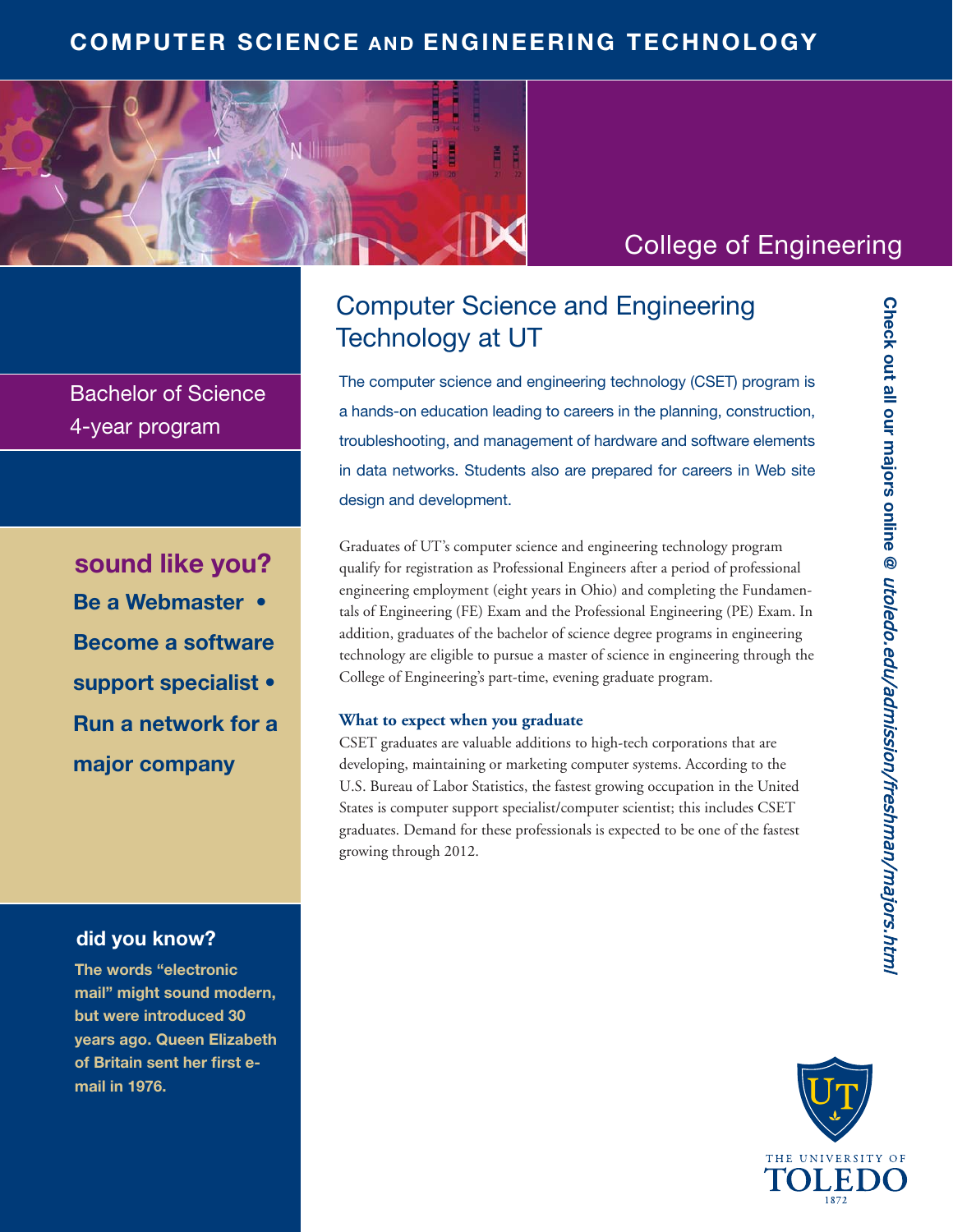# COMPUTER SCIENCE AND ENGINEERING TECHNOLOGY

College of Engineering

Bachelor of Science
4-year program

## sound like you?

**Be a Webmaster • Become a software support specialist • Run a network for a major company**

## Computer Science and Engineering Technology at UT

The computer science and engineering technology (CSET) program is a hands-on education leading to careers in the planning, construction, troubleshooting, and management of hardware and software elements in data networks. Students also are prepared for careers in Web site design and development.

Graduates of UT's computer science and engineering technology program qualify for registration as Professional Engineers after a period of professional engineering employment (eight years in Ohio) and completing the Fundamentals of Engineering (FE) Exam and the Professional Engineering (PE) Exam. In addition, graduates of the bachelor of science degree programs in engineering technology are eligible to pursue a master of science in engineering through the College of Engineering's part-time, evening graduate program.

### What to expect when you graduate

CSET graduates are valuable additions to high-tech corporations that are developing, maintaining or marketing computer systems. According to the U.S. Bureau of Labor Statistics, the fastest growing occupation in the United States is computer support specialist/computer scientist; this includes CSET graduates. Demand for these professionals is expected to be one of the fastest growing through 2012.

### did you know?

**The words "electronic mail" might sound modern, but were introduced 30 years ago. Queen Elizabeth of Britain sent her first e-mail in 1976.**

**Check out all our majors online @ *utoledo.edu/admission/freshman/majors.html***

THE UNIVERSITY OF TOLEDO
1872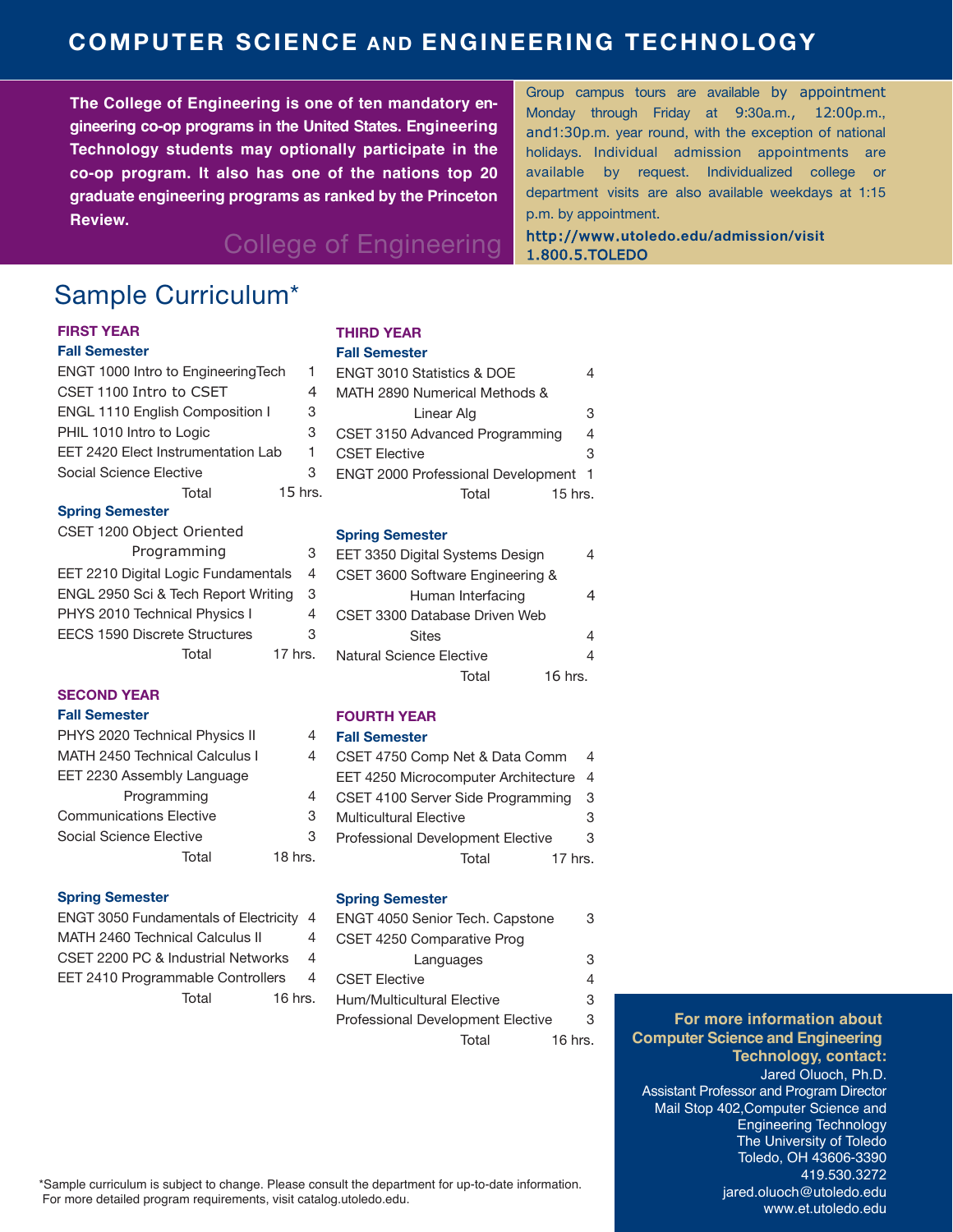# COMPUTER SCIENCE AND ENGINEERING TECHNOLOGY

**The College of Engineering is one of ten mandatory engineering co-op programs in the United States. Engineering Technology students may optionally participate in the co-op program. It also has one of the nations top 20 graduate engineering programs as ranked by the Princeton Review.**

College of Engineering

Group campus tours are available by appointment Monday through Friday at 9:30a.m., 12:00p.m., and1:30p.m. year round, with the exception of national holidays. Individual admission appointments are available by request. Individualized college or department visits are also available weekdays at 1:15 p.m. by appointment.

**http://www.utoledo.edu/admission/visit**
**1.800.5.TOLEDO**

## Sample Curriculum*

### FIRST YEAR

**Fall Semester**

| | |
|---|---|
| ENGT 1000 Intro to EngineeringTech | 1 |
| CSET 1100 Intro to CSET | 4 |
| ENGL 1110 English Composition I | 3 |
| PHIL 1010 Intro to Logic | 3 |
| EET 2420 Elect Instrumentation Lab | 1 |
| Social Science Elective | 3 |
| Total | 15 hrs. |

**Spring Semester**

| | |
|---|---|
| CSET 1200 Object Oriented Programming | 3 |
| EET 2210 Digital Logic Fundamentals | 4 |
| ENGL 2950 Sci & Tech Report Writing | 3 |
| PHYS 2010 Technical Physics I | 4 |
| EECS 1590 Discrete Structures | 3 |
| Total | 17 hrs. |

### SECOND YEAR

**Fall Semester**

| | |
|---|---|
| PHYS 2020 Technical Physics II | 4 |
| MATH 2450 Technical Calculus I | 4 |
| EET 2230 Assembly Language Programming | 4 |
| Communications Elective | 3 |
| Social Science Elective | 3 |
| Total | 18 hrs. |

**Spring Semester**

| | |
|---|---|
| ENGT 3050 Fundamentals of Electricity | 4 |
| MATH 2460 Technical Calculus II | 4 |
| CSET 2200 PC & Industrial Networks | 4 |
| EET 2410 Programmable Controllers | 4 |
| Total | 16 hrs. |

### THIRD YEAR

**Fall Semester**

| | |
|---|---|
| ENGT 3010 Statistics & DOE | 4 |
| MATH 2890 Numerical Methods & Linear Alg | 3 |
| CSET 3150 Advanced Programming | 4 |
| CSET Elective | 3 |
| ENGT 2000 Professional Development | 1 |
| Total | 15 hrs. |

**Spring Semester**

| | |
|---|---|
| EET 3350 Digital Systems Design | 4 |
| CSET 3600 Software Engineering & Human Interfacing | 4 |
| CSET 3300 Database Driven Web Sites | 4 |
| Natural Science Elective | 4 |
| Total | 16 hrs. |

### FOURTH YEAR

**Fall Semester**

| | |
|---|---|
| CSET 4750 Comp Net & Data Comm | 4 |
| EET 4250 Microcomputer Architecture | 4 |
| CSET 4100 Server Side Programming | 3 |
| Multicultural Elective | 3 |
| Professional Development Elective | 3 |
| Total | 17 hrs. |

**Spring Semester**

| | |
|---|---|
| ENGT 4050 Senior Tech. Capstone | 3 |
| CSET 4250 Comparative Prog Languages | 3 |
| CSET Elective | 4 |
| Hum/Multicultural Elective | 3 |
| Professional Development Elective | 3 |
| Total | 16 hrs. |

*Sample curriculum is subject to change. Please consult the department for up-to-date information. For more detailed program requirements, visit catalog.utoledo.edu.

**For more information about Computer Science and Engineering Technology, contact:**

Jared Oluoch, Ph.D.
Assistant Professor and Program Director
Mail Stop 402,Computer Science and Engineering Technology
The University of Toledo
Toledo, OH 43606-3390
419.530.3272
jared.oluoch@utoledo.edu
www.et.utoledo.edu